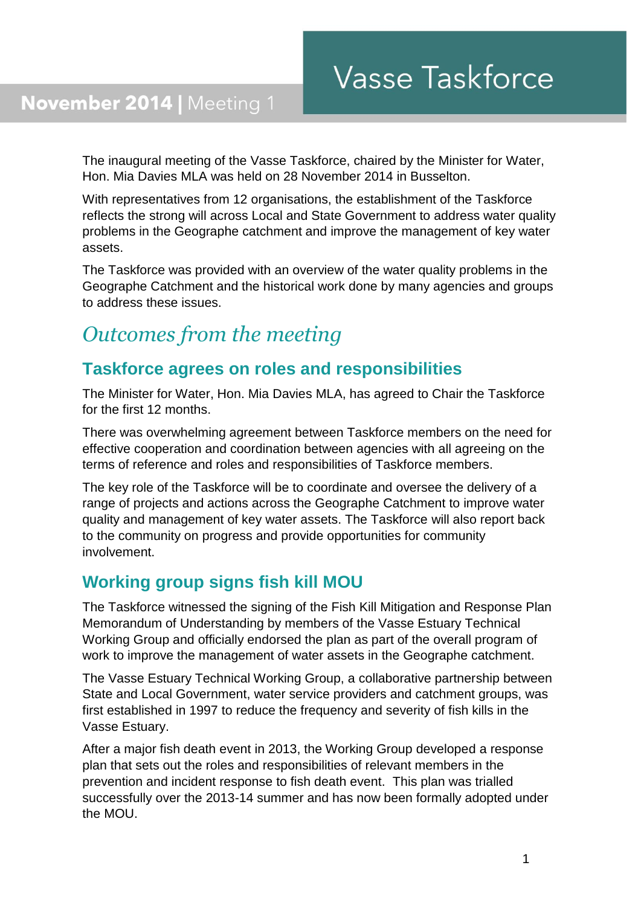# Vasse Taskforce

**November 2014 |** Meeting 1

The inaugural meeting of the Vasse Taskforce, chaired by the Minister for Water, Hon. Mia Davies MLA was held on 28 November 2014 in Busselton.

With representatives from 12 organisations, the establishment of the Taskforce reflects the strong will across Local and State Government to address water quality problems in the Geographe catchment and improve the management of key water assets.

The Taskforce was provided with an overview of the water quality problems in the Geographe Catchment and the historical work done by many agencies and groups to address these issues.

## *Outcomes from the meeting*

### Taskforce agrees on roles and responsibilities

The Minister for Water, Hon. Mia Davies MLA, has agreed to Chair the Taskforce for the first 12 months.

There was overwhelming agreement between Taskforce members on the need for effective cooperation and coordination between agencies with all agreeing on the terms of reference and roles and responsibilities of Taskforce members.

The key role of the Taskforce will be to coordinate and oversee the delivery of a range of projects and actions across the Geographe Catchment to improve water quality and management of key water assets. The Taskforce will also report back to the community on progress and provide opportunities for community involvement.

### Working group signs fish kill MOU

The Taskforce witnessed the signing of the Fish Kill Mitigation and Response Plan Memorandum of Understanding by members of the Vasse Estuary Technical Working Group and officially endorsed the plan as part of the overall program of work to improve the management of water assets in the Geographe catchment.

The Vasse Estuary Technical Working Group, a collaborative partnership between State and Local Government, water service providers and catchment groups, was first established in 1997 to reduce the frequency and severity of fish kills in the Vasse Estuary.

After a major fish death event in 2013, the Working Group developed a response plan that sets out the roles and responsibilities of relevant members in the prevention and incident response to fish death event. This plan was trialled successfully over the 2013-14 summer and has now been formally adopted under the MOU.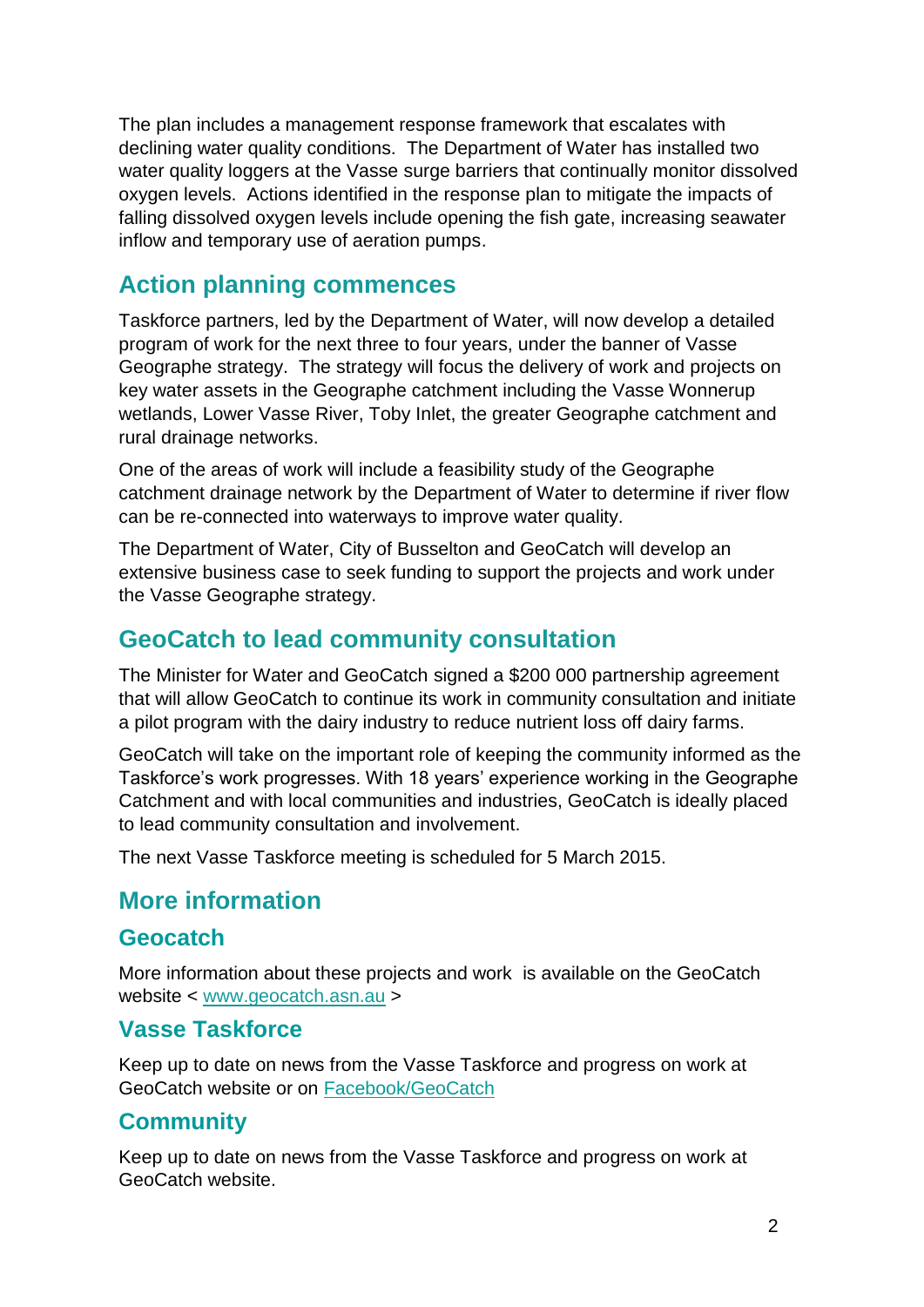The plan includes a management response framework that escalates with declining water quality conditions. The Department of Water has installed two water quality loggers at the Vasse surge barriers that continually monitor dissolved oxygen levels. Actions identified in the response plan to mitigate the impacts of falling dissolved oxygen levels include opening the fish gate, increasing seawater inflow and temporary use of aeration pumps.

## Action planning commences

Taskforce partners, led by the Department of Water, will now develop a detailed program of work for the next three to four years, under the banner of Vasse Geographe strategy. The strategy will focus the delivery of work and projects on key water assets in the Geographe catchment including the Vasse Wonnerup wetlands, Lower Vasse River, Toby Inlet, the greater Geographe catchment and rural drainage networks.

One of the areas of work will include a feasibility study of the Geographe catchment drainage network by the Department of Water to determine if river flow can be re-connected into waterways to improve water quality.

The Department of Water, City of Busselton and GeoCatch will develop an extensive business case to seek funding to support the projects and work under the Vasse Geographe strategy.

## GeoCatch to lead community consultation

The Minister for Water and GeoCatch signed a $200 000 partnership agreement that will allow GeoCatch to continue its work in community consultation and initiate a pilot program with the dairy industry to reduce nutrient loss off dairy farms.

GeoCatch will take on the important role of keeping the community informed as the Taskforce's work progresses. With 18 years' experience working in the Geographe Catchment and with local communities and industries, GeoCatch is ideally placed to lead community consultation and involvement.

The next Vasse Taskforce meeting is scheduled for 5 March 2015.

## More information

### Geocatch

More information about these projects and work is available on the GeoCatch website < www.geocatch.asn.au >

### Vasse Taskforce

Keep up to date on news from the Vasse Taskforce and progress on work at GeoCatch website or on Facebook/GeoCatch

### Community

Keep up to date on news from the Vasse Taskforce and progress on work at GeoCatch website.